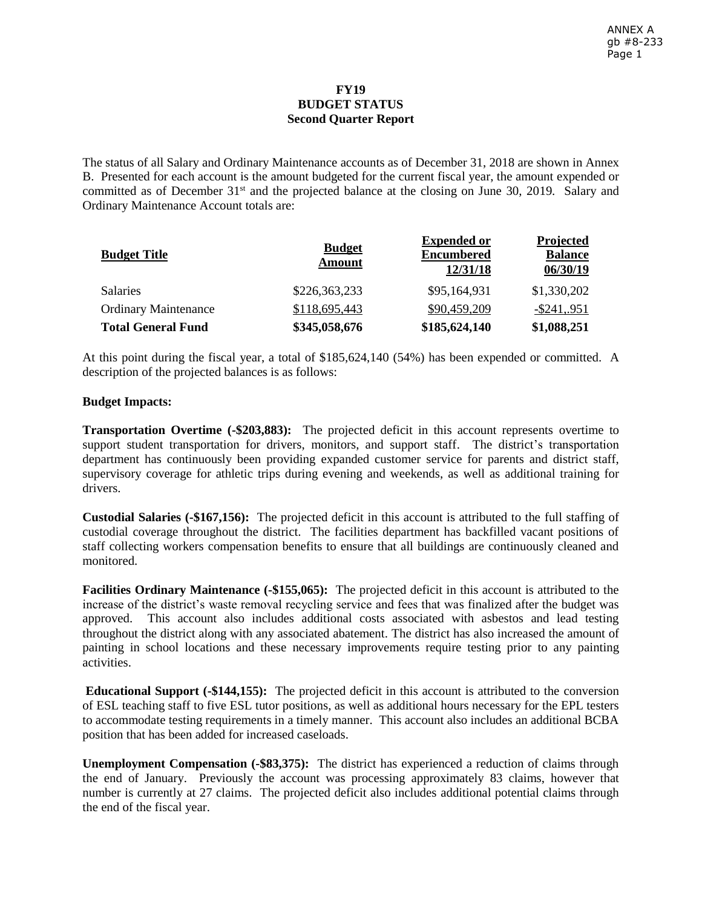ANNEX A
gb #8-233

# FY19 BUDGET STATUS
## Second Quarter Report

The status of all Salary and Ordinary Maintenance accounts as of December 31, 2018 are shown in Annex B. Presented for each account is the amount budgeted for the current fiscal year, the amount expended or committed as of December 31st and the projected balance at the closing on June 30, 2019. Salary and Ordinary Maintenance Account totals are:

| Budget Title | Budget Amount | Expended or Encumbered 12/31/18 | Projected Balance 06/30/19 |
|---|---|---|---|
| Salaries | $226,363,233 | $95,164,931 | $1,330,202 |
| Ordinary Maintenance | $118,695,443 | $90,459,209 | -$241,.951 |
| **Total General Fund** | **$345,058,676** | **$185,624,140** | **$1,088,251** |

At this point during the fiscal year, a total of $185,624,140 (54%) has been expended or committed. A description of the projected balances is as follows:

**Budget Impacts:**

**Transportation Overtime (-$203,883):** The projected deficit in this account represents overtime to support student transportation for drivers, monitors, and support staff. The district's transportation department has continuously been providing expanded customer service for parents and district staff, supervisory coverage for athletic trips during evening and weekends, as well as additional training for drivers.

**Custodial Salaries (-$167,156):** The projected deficit in this account is attributed to the full staffing of custodial coverage throughout the district. The facilities department has backfilled vacant positions of staff collecting workers compensation benefits to ensure that all buildings are continuously cleaned and monitored.

**Facilities Ordinary Maintenance (-$155,065):** The projected deficit in this account is attributed to the increase of the district's waste removal recycling service and fees that was finalized after the budget was approved. This account also includes additional costs associated with asbestos and lead testing throughout the district along with any associated abatement. The district has also increased the amount of painting in school locations and these necessary improvements require testing prior to any painting activities.

**Educational Support (-$144,155):** The projected deficit in this account is attributed to the conversion of ESL teaching staff to five ESL tutor positions, as well as additional hours necessary for the EPL testers to accommodate testing requirements in a timely manner. This account also includes an additional BCBA position that has been added for increased caseloads.

**Unemployment Compensation (-$83,375):** The district has experienced a reduction of claims through the end of January. Previously the account was processing approximately 83 claims, however that number is currently at 27 claims. The projected deficit also includes additional potential claims through the end of the fiscal year.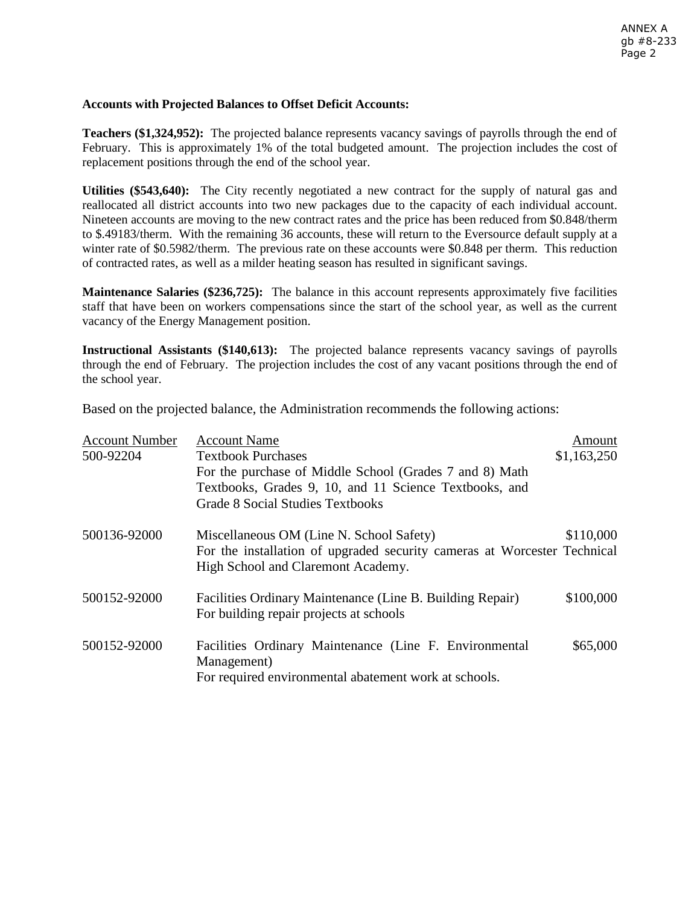**Accounts with Projected Balances to Offset Deficit Accounts:**

**Teachers ($1,324,952):** The projected balance represents vacancy savings of payrolls through the end of February. This is approximately 1% of the total budgeted amount. The projection includes the cost of replacement positions through the end of the school year.

**Utilities ($543,640):** The City recently negotiated a new contract for the supply of natural gas and reallocated all district accounts into two new packages due to the capacity of each individual account. Nineteen accounts are moving to the new contract rates and the price has been reduced from $0.848/therm to $.49183/therm. With the remaining 36 accounts, these will return to the Eversource default supply at a winter rate of $0.5982/therm. The previous rate on these accounts were $0.848 per therm. This reduction of contracted rates, as well as a milder heating season has resulted in significant savings.

**Maintenance Salaries ($236,725):** The balance in this account represents approximately five facilities staff that have been on workers compensations since the start of the school year, as well as the current vacancy of the Energy Management position.

**Instructional Assistants ($140,613):** The projected balance represents vacancy savings of payrolls through the end of February. The projection includes the cost of any vacant positions through the end of the school year.

Based on the projected balance, the Administration recommends the following actions:

| Account Number | Account Name | Amount |
|---|---|---|
| 500-92204 | Textbook Purchases<br>For the purchase of Middle School (Grades 7 and 8) Math Textbooks, Grades 9, 10, and 11 Science Textbooks, and Grade 8 Social Studies Textbooks | $1,163,250 |
| 500136-92000 | Miscellaneous OM (Line N. School Safety)<br>For the installation of upgraded security cameras at Worcester Technical High School and Claremont Academy. | $110,000 |
| 500152-92000 | Facilities Ordinary Maintenance (Line B. Building Repair)<br>For building repair projects at schools | $100,000 |
| 500152-92000 | Facilities Ordinary Maintenance (Line F. Environmental Management)<br>For required environmental abatement work at schools. | $65,000 |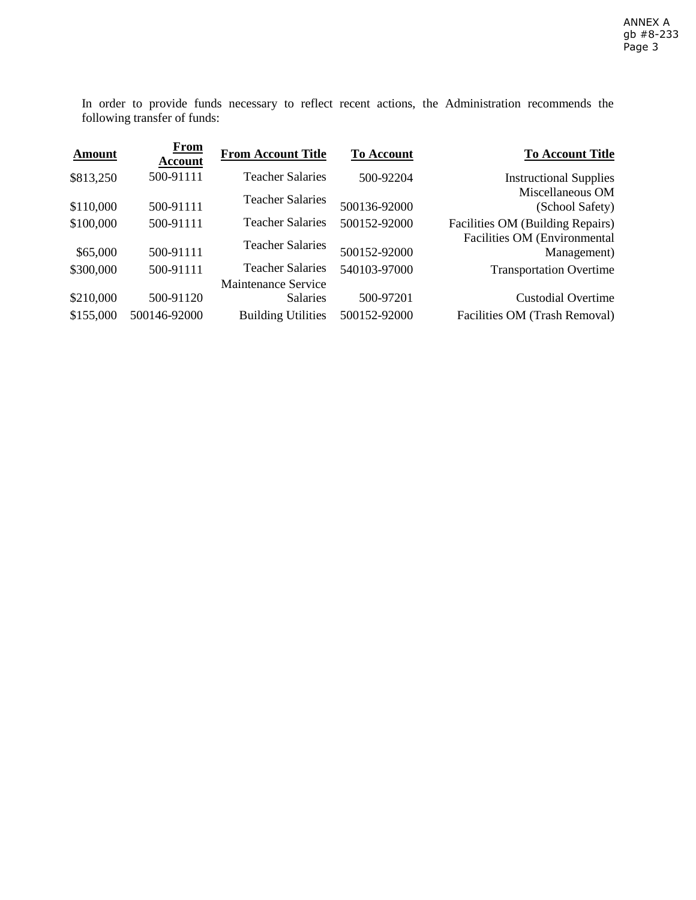In order to provide funds necessary to reflect recent actions, the Administration recommends the following transfer of funds:

| Amount | From Account | From Account Title | To Account | To Account Title |
|---|---|---|---|---|
| $813,250 | 500-91111 | Teacher Salaries | 500-92204 | Instructional Supplies |
| $110,000 | 500-91111 | Teacher Salaries | 500136-92000 | Miscellaneous OM (School Safety) |
| $100,000 | 500-91111 | Teacher Salaries | 500152-92000 | Facilities OM (Building Repairs) |
| $65,000 | 500-91111 | Teacher Salaries | 500152-92000 | Facilities OM (Environmental Management) |
| $300,000 | 500-91111 | Teacher Salaries | 540103-97000 | Transportation Overtime |
| $210,000 | 500-91120 | Maintenance Service Salaries | 500-97201 | Custodial Overtime |
| $155,000 | 500146-92000 | Building Utilities | 500152-92000 | Facilities OM (Trash Removal) |